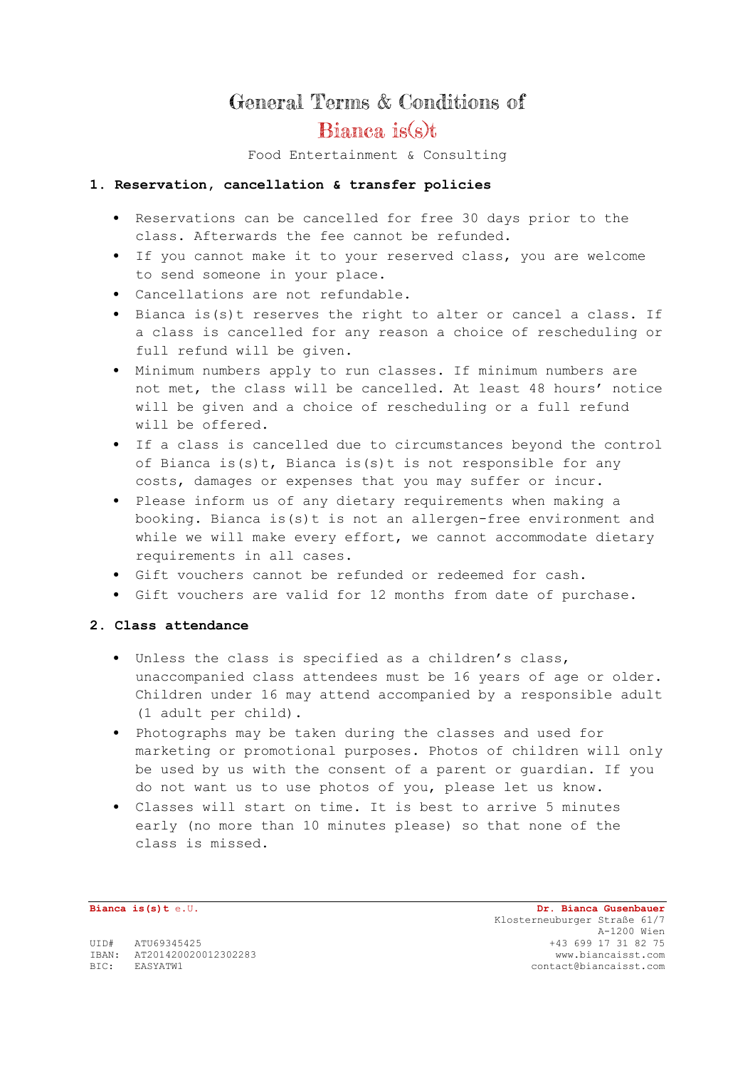# General Terms & Conditions of Bianca is(s)t

Food Entertainment & Consulting

## 1. Reservation, cancellation & transfer policies

- Reservations can be cancelled for free 30 days prior to the class. Afterwards the fee cannot be refunded.
- If you cannot make it to your reserved class, you are welcome to send someone in your place.
- Cancellations are not refundable.
- Bianca is(s)t reserves the right to alter or cancel a class. If a class is cancelled for any reason a choice of rescheduling or full refund will be given.
- Minimum numbers apply to run classes. If minimum numbers are not met, the class will be cancelled. At least 48 hours' notice will be given and a choice of rescheduling or a full refund will be offered.
- If a class is cancelled due to circumstances beyond the control of Bianca is(s)t, Bianca is(s)t is not responsible for any costs, damages or expenses that you may suffer or incur.
- Please inform us of any dietary requirements when making a booking. Bianca is(s)t is not an allergen-free environment and while we will make every effort, we cannot accommodate dietary requirements in all cases.
- Gift vouchers cannot be refunded or redeemed for cash.
- Gift vouchers are valid for 12 months from date of purchase.

## 2. Class attendance

- Unless the class is specified as a children's class, unaccompanied class attendees must be 16 years of age or older. Children under 16 may attend accompanied by a responsible adult (1 adult per child).
- Photographs may be taken during the classes and used for marketing or promotional purposes. Photos of children will only be used by us with the consent of a parent or guardian. If you do not want us to use photos of you, please let us know.
- Classes will start on time. It is best to arrive 5 minutes early (no more than 10 minutes please) so that none of the class is missed.

**Bianca is(s)t** e.U.

UID# ATU69345425
IBAN: AT201420020012302283
BIC: EASYATW1

**Dr. Bianca Gusenbauer**
Klosterneuburger Straße 61/7
A-1200 Wien
+43 699 17 31 82 75
www.biancaisst.com
contact@biancaisst.com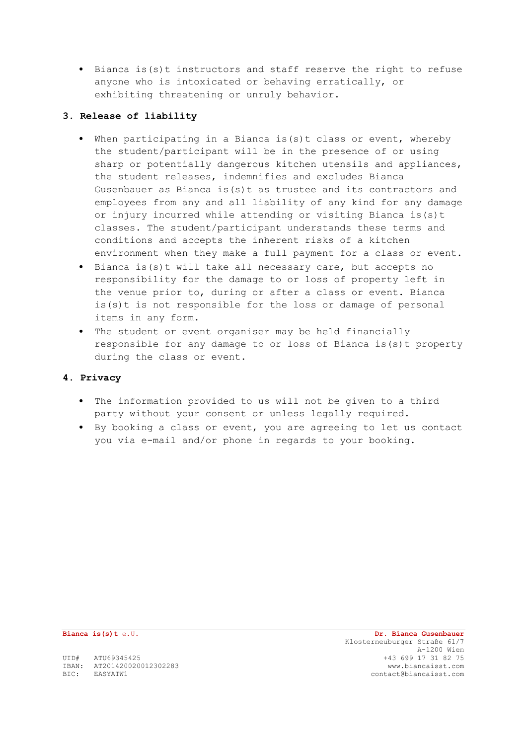- Bianca is(s)t instructors and staff reserve the right to refuse anyone who is intoxicated or behaving erratically, or exhibiting threatening or unruly behavior.

**3. Release of liability**

- When participating in a Bianca is(s)t class or event, whereby the student/participant will be in the presence of or using sharp or potentially dangerous kitchen utensils and appliances, the student releases, indemnifies and excludes Bianca Gusenbauer as Bianca is(s)t as trustee and its contractors and employees from any and all liability of any kind for any damage or injury incurred while attending or visiting Bianca is(s)t classes. The student/participant understands these terms and conditions and accepts the inherent risks of a kitchen environment when they make a full payment for a class or event.
- Bianca is(s)t will take all necessary care, but accepts no responsibility for the damage to or loss of property left in the venue prior to, during or after a class or event. Bianca is(s)t is not responsible for the loss or damage of personal items in any form.
- The student or event organiser may be held financially responsible for any damage to or loss of Bianca is(s)t property during the class or event.

**4. Privacy**

- The information provided to us will not be given to a third party without your consent or unless legally required.
- By booking a class or event, you are agreeing to let us contact you via e-mail and/or phone in regards to your booking.

**Bianca is(s)t** e.U.

UID# ATU69345425
IBAN: AT201420020012302283
BIC: EASYATW1

**Dr. Bianca Gusenbauer**
Klosterneuburger Straße 61/7
A-1200 Wien
+43 699 17 31 82 75
www.biancaisst.com
contact@biancaisst.com